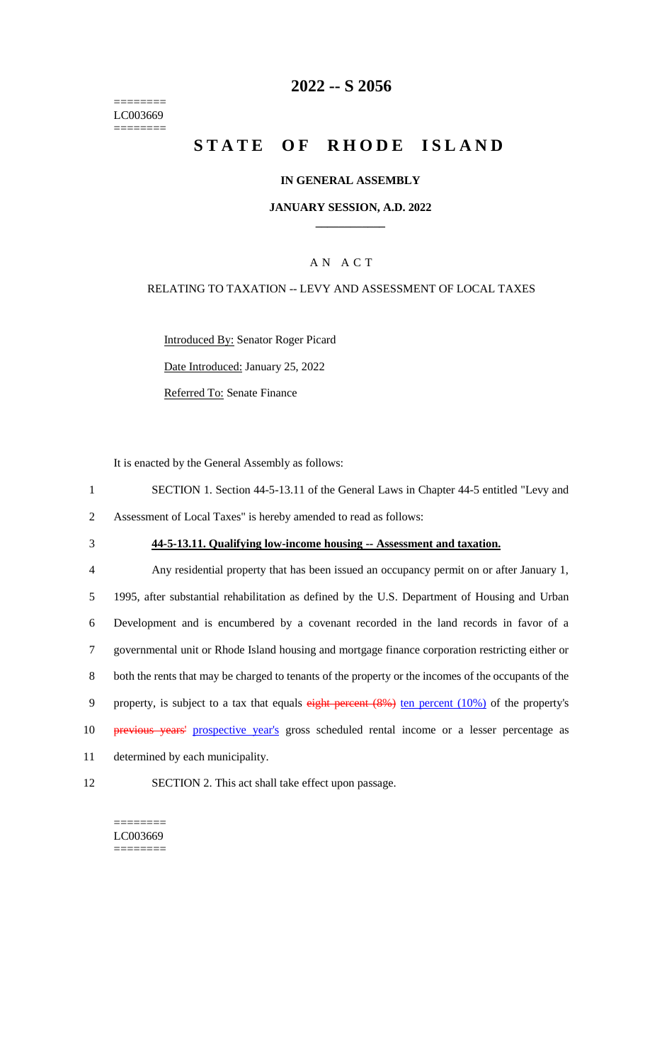========
LC003669
========

# 2022 -- S 2056

# STATE OF RHODE ISLAND

### IN GENERAL ASSEMBLY

### JANUARY SESSION, A.D. 2022

## A N A C T

RELATING TO TAXATION -- LEVY AND ASSESSMENT OF LOCAL TAXES

Introduced By: Senator Roger Picard

Date Introduced: January 25, 2022

Referred To: Senate Finance

It is enacted by the General Assembly as follows:

1 SECTION 1. Section 44-5-13.11 of the General Laws in Chapter 44-5 entitled "Levy and
2 Assessment of Local Taxes" is hereby amended to read as follows:

3 **44-5-13.11. Qualifying low-income housing -- Assessment and taxation.**

4 Any residential property that has been issued an occupancy permit on or after January 1,
5 1995, after substantial rehabilitation as defined by the U.S. Department of Housing and Urban
6 Development and is encumbered by a covenant recorded in the land records in favor of a
7 governmental unit or Rhode Island housing and mortgage finance corporation restricting either or
8 both the rents that may be charged to tenants of the property or the incomes of the occupants of the
9 property, is subject to a tax that equals ~~eight percent (8%)~~ ten percent (10%) of the property's
10 ~~previous years'~~ prospective year's gross scheduled rental income or a lesser percentage as
11 determined by each municipality.

12 SECTION 2. This act shall take effect upon passage.

========
LC003669
========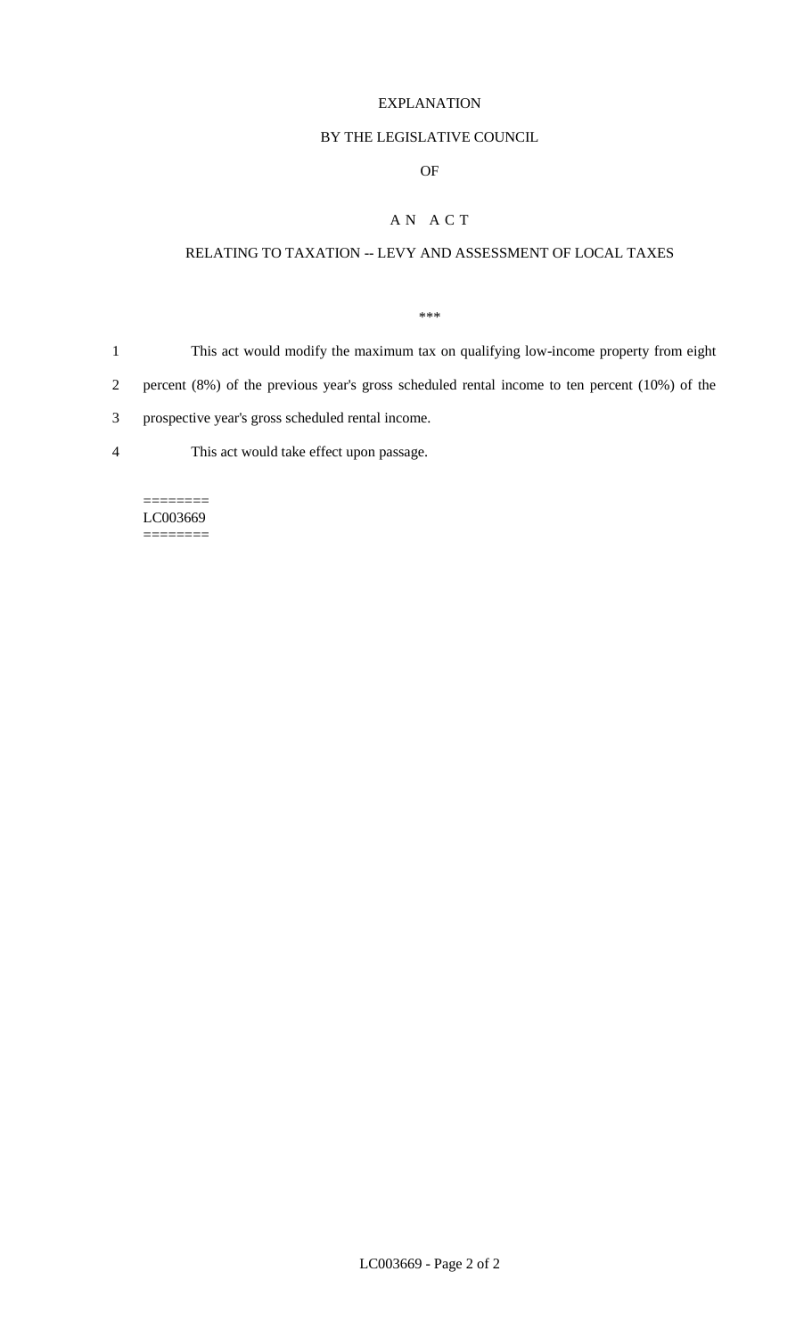EXPLANATION

BY THE LEGISLATIVE COUNCIL

OF

A N A C T

RELATING TO TAXATION -- LEVY AND ASSESSMENT OF LOCAL TAXES

\*\*\*

This act would modify the maximum tax on qualifying low-income property from eight percent (8%) of the previous year's gross scheduled rental income to ten percent (10%) of the prospective year's gross scheduled rental income.

This act would take effect upon passage.

========
LC003669
========